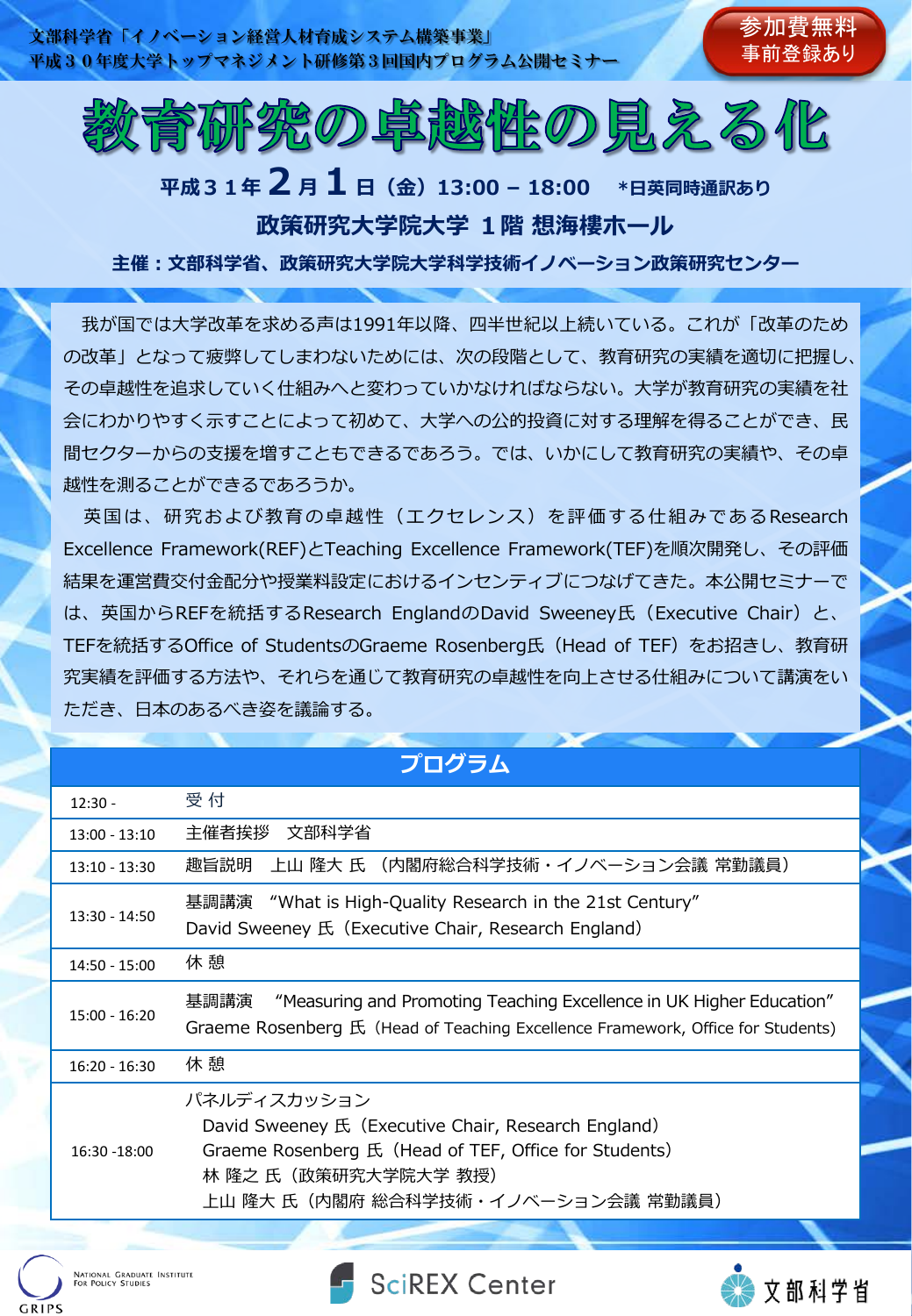文部科学省「イノベーション経営人材育成システム構築事業」
平成３０年度大学トップマネジメント研修第３回国内プログラム公開セミナー

**参加費無料 事前登録あり**

# 教育研究の卓越性の見える化

**平成３１年２月１日（金）13:00 – 18:00　*日英同時通訳あり**

**政策研究大学院大学 １階 想海樓ホール**

**主催：文部科学省、政策研究大学院大学科学技術イノベーション政策研究センター**

我が国では大学改革を求める声は1991年以降、四半世紀以上続いている。これが「改革のための改革」となって疲弊してしまわないためには、次の段階として、教育研究の実績を適切に把握し、その卓越性を追求していく仕組みへと変わっていかなければならない。大学が教育研究の実績を社会にわかりやすく示すことによって初めて、大学への公的投資に対する理解を得ることができ、民間セクターからの支援を増すこともできるであろう。では、いかにして教育研究の実績や、その卓越性を測ることができるであろうか。

英国は、研究および教育の卓越性（エクセレンス）を評価する仕組みであるResearch Excellence Framework(REF)とTeaching Excellence Framework(TEF)を順次開発し、その評価結果を運営費交付金配分や授業料設定におけるインセンティブにつなげてきた。本公開セミナーでは、英国からREFを統括するResearch EnglandのDavid Sweeney氏（Executive Chair）と、TEFを統括するOffice of StudentsのGraeme Rosenberg氏（Head of TEF）をお招きし、教育研究実績を評価する方法や、それらを通じて教育研究の卓越性を向上させる仕組みについて講演をいただき、日本のあるべき姿を議論する。

## プログラム

| 時間 | 内容 |
|---|---|
| 12:30 - | 受 付 |
| 13:00 - 13:10 | 主催者挨拶　文部科学省 |
| 13:10 - 13:30 | 趣旨説明　上山 隆大 氏 （内閣府総合科学技術・イノベーション会議 常勤議員） |
| 13:30 - 14:50 | 基調講演　“What is High-Quality Research in the 21st Century”<br>David Sweeney 氏（Executive Chair, Research England） |
| 14:50 - 15:00 | 休 憩 |
| 15:00 - 16:20 | 基調講演　“Measuring and Promoting Teaching Excellence in UK Higher Education”<br>Graeme Rosenberg 氏（Head of Teaching Excellence Framework, Office for Students） |
| 16:20 - 16:30 | 休 憩 |
| 16:30 -18:00 | パネルディスカッション<br>David Sweeney 氏（Executive Chair, Research England）<br>Graeme Rosenberg 氏（Head of TEF, Office for Students）<br>林 隆之 氏（政策研究大学院大学 教授）<br>上山 隆大 氏（内閣府 総合科学技術・イノベーション会議 常勤議員） |

GRIPS National Graduate Institute For Policy Studies　SciREX Center　文部科学省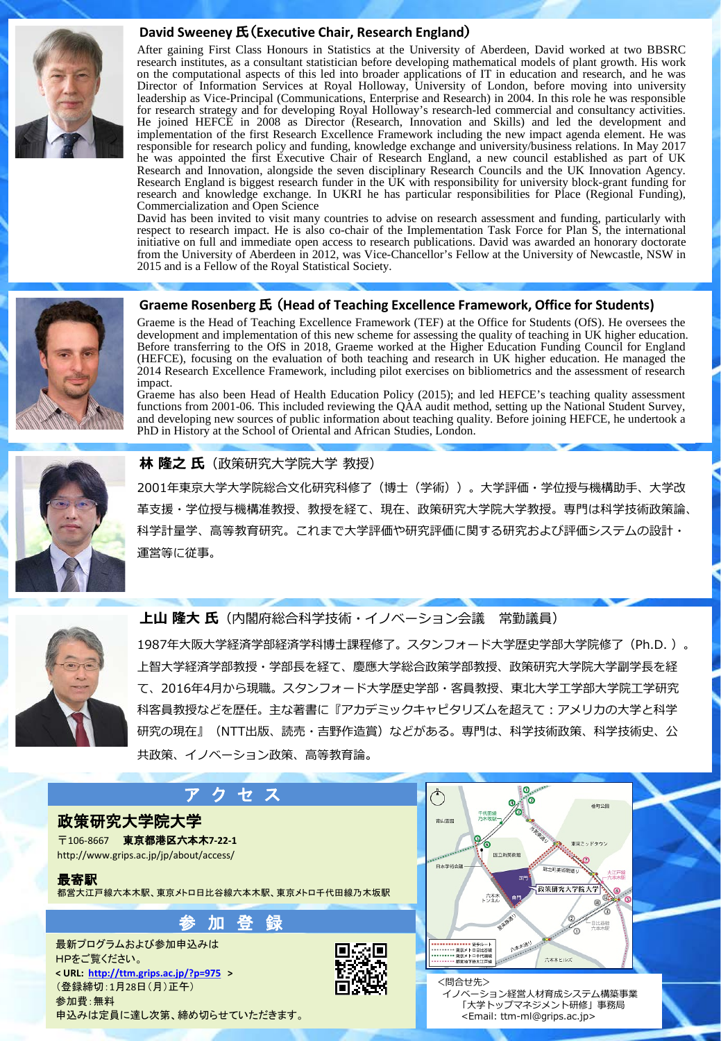### David Sweeney 氏（Executive Chair, Research England）

After gaining First Class Honours in Statistics at the University of Aberdeen, David worked at two BBSRC research institutes, as a consultant statistician before developing mathematical models of plant growth. His work on the computational aspects of this led into broader applications of IT in education and research, and he was Director of Information Services at Royal Holloway, University of London, before moving into university leadership as Vice-Principal (Communications, Enterprise and Research) in 2004. In this role he was responsible for research strategy and for developing Royal Holloway's research-led commercial and consultancy activities. He joined HEFCE in 2008 as Director (Research, Innovation and Skills) and led the development and implementation of the first Research Excellence Framework including the new impact agenda element. He was responsible for research policy and funding, knowledge exchange and university/business relations. In May 2017 he was appointed the first Executive Chair of Research England, a new council established as part of UK Research and Innovation, alongside the seven disciplinary Research Councils and the UK Innovation Agency. Research England is biggest research funder in the UK with responsibility for university block-grant funding for research and knowledge exchange. In UKRI he has particular responsibilities for Place (Regional Funding), Commercialization and Open Science

David has been invited to visit many countries to advise on research assessment and funding, particularly with respect to research impact. He is also co-chair of the Implementation Task Force for Plan S, the international initiative on full and immediate open access to research publications. David was awarded an honorary doctorate from the University of Aberdeen in 2012, was Vice-Chancellor's Fellow at the University of Newcastle, NSW in 2015 and is a Fellow of the Royal Statistical Society.

### Graeme Rosenberg 氏（Head of Teaching Excellence Framework, Office for Students）

Graeme is the Head of Teaching Excellence Framework (TEF) at the Office for Students (OfS). He oversees the development and implementation of this new scheme for assessing the quality of teaching in UK higher education. Before transferring to the OfS in 2018, Graeme worked at the Higher Education Funding Council for England (HEFCE), focusing on the evaluation of both teaching and research in UK higher education. He managed the 2014 Research Excellence Framework, including pilot exercises on bibliometrics and the assessment of research impact.

Graeme has also been Head of Health Education Policy (2015); and led HEFCE's teaching quality assessment functions from 2001-06. This included reviewing the QAA audit method, setting up the National Student Survey, and developing new sources of public information about teaching quality. Before joining HEFCE, he undertook a PhD in History at the School of Oriental and African Studies, London.

### 林 隆之 氏（政策研究大学院大学 教授）

2001年東京大学大学院総合文化研究科修了（博士（学術））。大学評価・学位授与機構助手、大学改革支援・学位授与機構准教授、教授を経て、現在、政策研究大学院大学教授。専門は科学技術政策論、科学計量学、高等教育研究。これまで大学評価や研究評価に関する研究および評価システムの設計・運営等に従事。

### 上山 隆大 氏（内閣府総合科学技術・イノベーション会議　常勤議員）

1987年大阪大学経済学部経済学科博士課程修了。スタンフォード大学歴史学部大学院修了（Ph.D.）。上智大学経済学部教授・学部長を経て、慶應大学総合政策学部教授、政策研究大学院大学副学長を経て、2016年4月から現職。スタンフォード大学歴史学部・客員教授、東北大学工学部大学院工学研究科客員教授などを歴任。主な著書に『アカデミックキャピタリズムを超えて：アメリカの大学と科学研究の現在』（NTT出版、読売・吉野作造賞）などがある。専門は、科学技術政策、科学技術史、公共政策、イノベーション政策、高等教育論。

## ア ク セ ス

**政策研究大学院大学**

〒106-8667　**東京都港区六本木7-22-1**

http://www.grips.ac.jp/jp/about/access/

**最寄駅**

都営大江戸線六本木駅、東京メトロ日比谷線六本木駅、東京メトロ千代田線乃木坂駅

## 参 加 登 録

最新プログラムおよび参加申込みは
HPをご覧ください。
**< URL: http://ttm.grips.ac.jp/?p=975 >**
（登録締切：1月28日（月）正午）
参加費：無料
申込みは定員に達し次第、締め切らせていただきます。

<問合せ先>
イノベーション経営人材育成システム構築事業
「大学トップマネジメント研修」事務局
<Email: ttm-ml@grips.ac.jp>